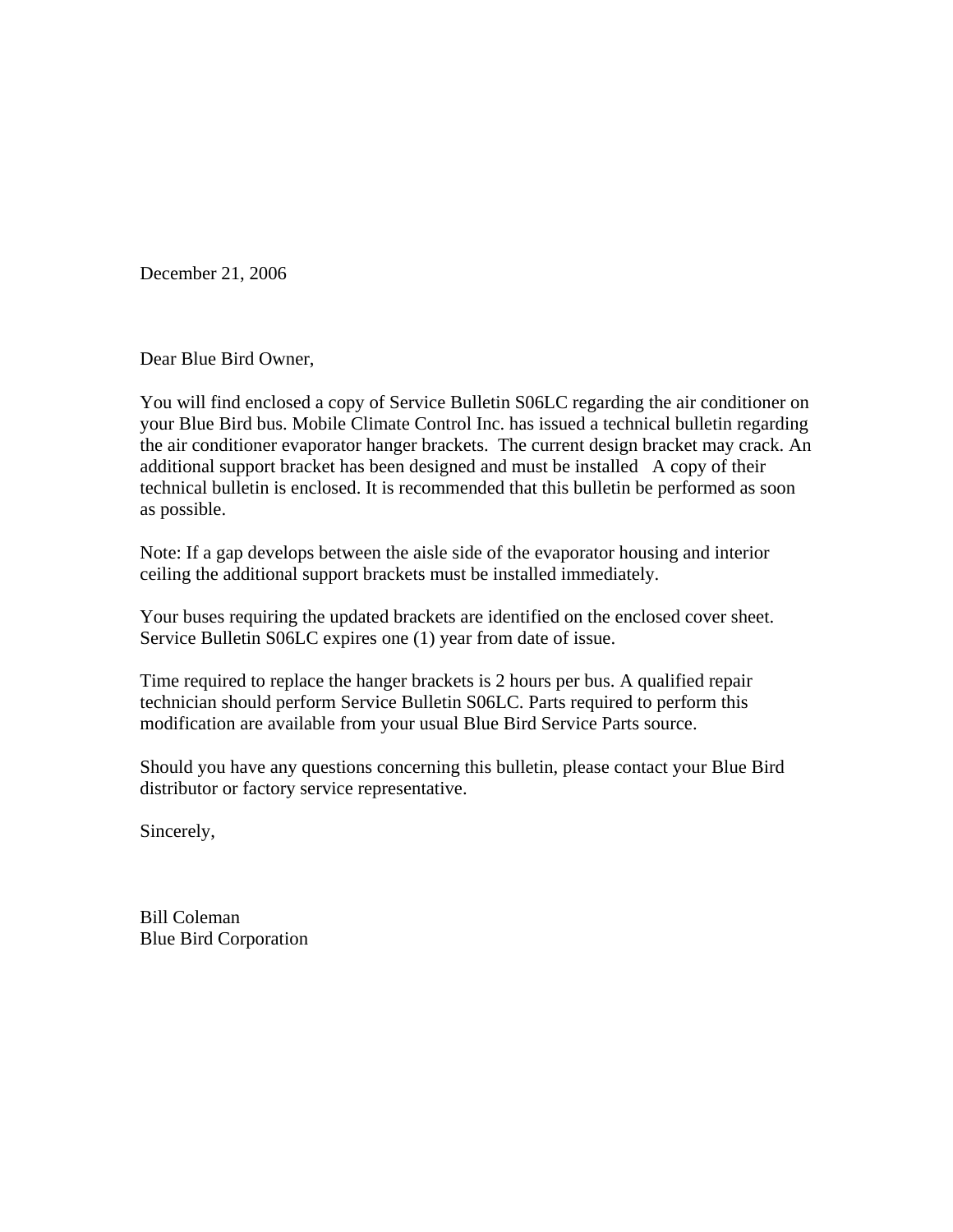December 21, 2006

Dear Blue Bird Owner,

You will find enclosed a copy of Service Bulletin S06LC regarding the air conditioner on your Blue Bird bus. Mobile Climate Control Inc. has issued a technical bulletin regarding the air conditioner evaporator hanger brackets. The current design bracket may crack. An additional support bracket has been designed and must be installed A copy of their technical bulletin is enclosed. It is recommended that this bulletin be performed as soon as possible.

Note: If a gap develops between the aisle side of the evaporator housing and interior ceiling the additional support brackets must be installed immediately.

Your buses requiring the updated brackets are identified on the enclosed cover sheet. Service Bulletin S06LC expires one (1) year from date of issue.

Time required to replace the hanger brackets is 2 hours per bus. A qualified repair technician should perform Service Bulletin S06LC. Parts required to perform this modification are available from your usual Blue Bird Service Parts source.

Should you have any questions concerning this bulletin, please contact your Blue Bird distributor or factory service representative.

Sincerely,

Bill Coleman  
Blue Bird Corporation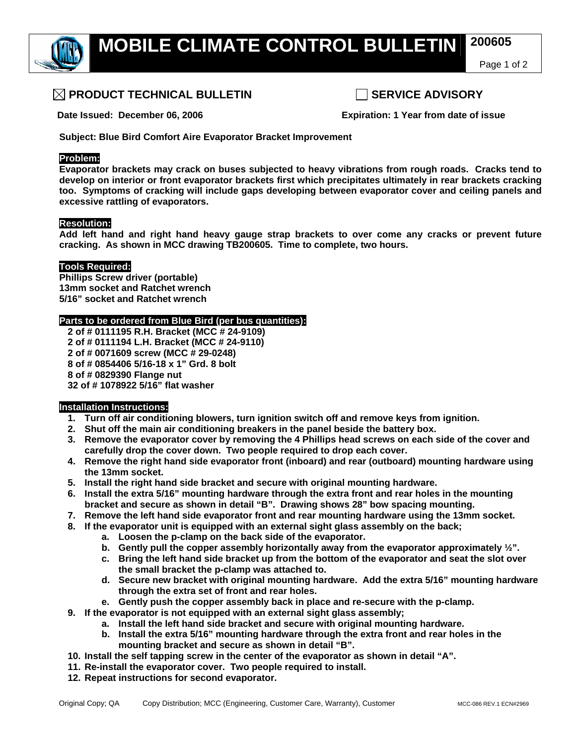# MOBILE CLIMATE CONTROL BULLETIN 200605

☒ **PRODUCT TECHNICAL BULLETIN** ☐ **SERVICE ADVISORY**

**Date Issued: December 06, 2006** **Expiration: 1 Year from date of issue**

**Subject: Blue Bird Comfort Aire Evaporator Bracket Improvement**

**Problem:**

**Evaporator brackets may crack on buses subjected to heavy vibrations from rough roads. Cracks tend to develop on interior or front evaporator brackets first which precipitates ultimately in rear brackets cracking too. Symptoms of cracking will include gaps developing between evaporator cover and ceiling panels and excessive rattling of evaporators.**

**Resolution:**

**Add left hand and right hand heavy gauge strap brackets to over come any cracks or prevent future cracking. As shown in MCC drawing TB200605. Time to complete, two hours.**

**Tools Required:**

**Phillips Screw driver (portable)**
**13mm socket and Ratchet wrench**
**5/16" socket and Ratchet wrench**

**Parts to be ordered from Blue Bird (per bus quantities):**

**2 of # 0111195 R.H. Bracket (MCC # 24-9109)**
**2 of # 0111194 L.H. Bracket (MCC # 24-9110)**
**2 of # 0071609 screw (MCC # 29-0248)**
**8 of # 0854406 5/16-18 x 1" Grd. 8 bolt**
**8 of # 0829390 Flange nut**
**32 of # 1078922 5/16" flat washer**

**Installation Instructions:**

1. **Turn off air conditioning blowers, turn ignition switch off and remove keys from ignition.**
2. **Shut off the main air conditioning breakers in the panel beside the battery box.**
3. **Remove the evaporator cover by removing the 4 Phillips head screws on each side of the cover and carefully drop the cover down. Two people required to drop each cover.**
4. **Remove the right hand side evaporator front (inboard) and rear (outboard) mounting hardware using the 13mm socket.**
5. **Install the right hand side bracket and secure with original mounting hardware.**
6. **Install the extra 5/16" mounting hardware through the extra front and rear holes in the mounting bracket and secure as shown in detail "B". Drawing shows 28" bow spacing mounting.**
7. **Remove the left hand side evaporator front and rear mounting hardware using the 13mm socket.**
8. **If the evaporator unit is equipped with an external sight glass assembly on the back;**
   a. **Loosen the p-clamp on the back side of the evaporator.**
   b. **Gently pull the copper assembly horizontally away from the evaporator approximately ½".**
   c. **Bring the left hand side bracket up from the bottom of the evaporator and seat the slot over the small bracket the p-clamp was attached to.**
   d. **Secure new bracket with original mounting hardware. Add the extra 5/16" mounting hardware through the extra set of front and rear holes.**
   e. **Gently push the copper assembly back in place and re-secure with the p-clamp.**
9. **If the evaporator is not equipped with an external sight glass assembly;**
   a. **Install the left hand side bracket and secure with original mounting hardware.**
   b. **Install the extra 5/16" mounting hardware through the extra front and rear holes in the mounting bracket and secure as shown in detail "B".**
10. **Install the self tapping screw in the center of the evaporator as shown in detail "A".**
11. **Re-install the evaporator cover. Two people required to install.**
12. **Repeat instructions for second evaporator.**

Original Copy; QA Copy Distribution; MCC (Engineering, Customer Care, Warranty), Customer MCC-086 REV.1 ECN#2969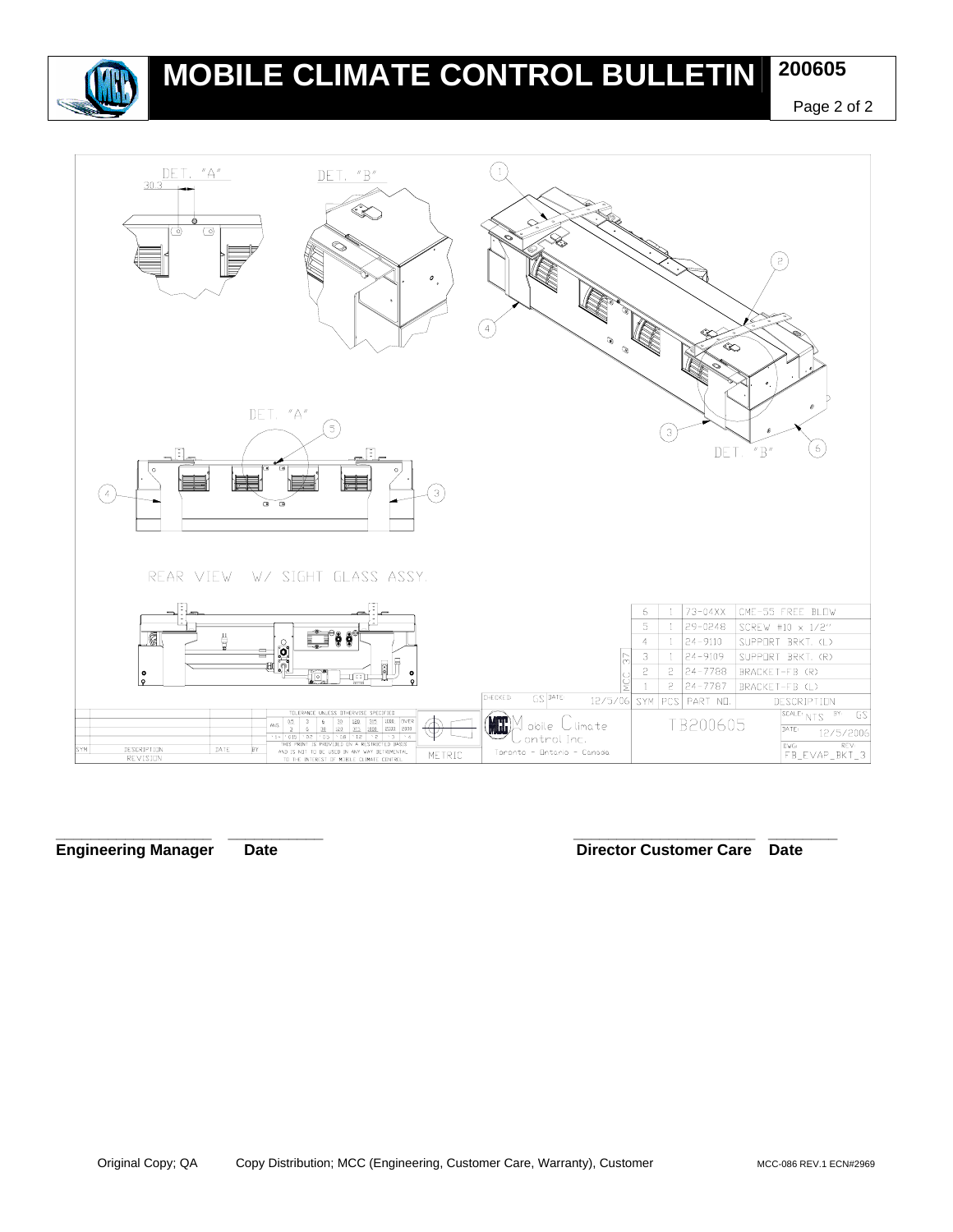DET. "A"

30.3

DET. "B"

DET. "A"

DET. "B"

REAR VIEW W/ SIGHT GLASS ASSY.

| SYM | PCS | PART NO. | DESCRIPTION |
|---|---|---|---|
| 6 | 1 | 73-04XX | CME-55 FREE BLOW |
| 5 | 1 | 29-0248 | SCREW #10 x 1/2" |
| 4 | 1 | 24-9110 | SUPPORT BRKT. (L) |
| 3 | 1 | 24-9109 | SUPPORT BRKT. (R) |
| 2 | 2 | 24-7788 | BRACKET-FB (R) |
| 1 | 2 | 24-7787 | BRACKET-FB (L) |

MCC 37

CHECKED: GS DATE: 12/5/06

Mobile Climate Control Inc.

Toronto - Ontario - Canada

TB200605

SCALE: NTS BY: GS

DATE: 12/5/2006

DWG: FB_EVAP_BKT_3 REV:

METRIC

TOLERANCE UNLESS OTHERWISE SPECIFIED

THIS PRINT IS PROVIDED ON A RESTRICTED BASIS AND IS NOT TO BE USED IN ANY WAY DETRIMENTAL TO THE INTEREST OF MOBILE CLIMATE CONTROL

| SYM | DESCRIPTION | DATE | BY |
|---|---|---|---|
| | REVISION | | |

_______________ _______________

**Engineering Manager** **Date**

_______________ _______________

**Director Customer Care** **Date**

Original Copy; QA Copy Distribution; MCC (Engineering, Customer Care, Warranty), Customer MCC-086 REV.1 ECN#2969